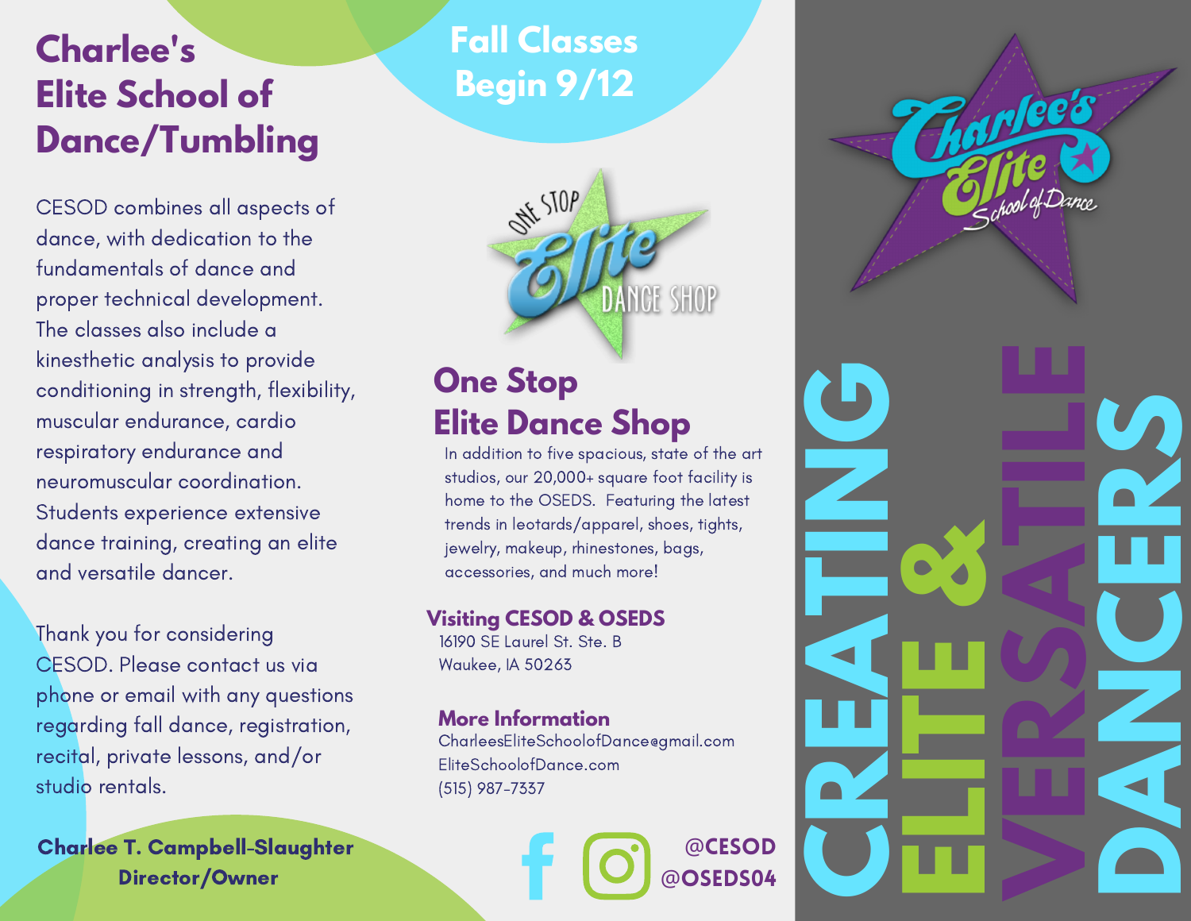# Charlee's Elite School of Dance/Tumbling

CESOD combines all aspects of dance, with dedication to the fundamentals of dance and proper technical development. The classes also include a kinesthetic analysis to provide conditioning in strength, flexibility, muscular endurance, cardio respiratory endurance and neuromuscular coordination. Students experience extensive dance training, creating an elite and versatile dancer.

Thank you for considering CESOD. Please contact us via phone or email with any questions regarding fall dance, registration, recital, private lessons, and/or studio rentals.

**Charlee T. Campbell-Slaughter**
**Director/Owner**

## Fall Classes Begin 9/12

ONE STOP Elite DANCE SHOP

## One Stop Elite Dance Shop

In addition to five spacious, state of the art studios, our 20,000+ square foot facility is home to the OSEDS. Featuring the latest trends in leotards/apparel, shoes, tights, jewelry, makeup, rhinestones, bags, accessories, and much more!

### Visiting CESOD & OSEDS

16190 SE Laurel St. Ste. B
Waukee, IA 50263

### More Information

CharleesEliteSchoolofDance@gmail.com
EliteSchoolofDance.com
(515) 987-7337

@CESOD
@OSEDS04

Charlee's Elite School of Dance

# CREATING ELITE & VERSATILE DANCERS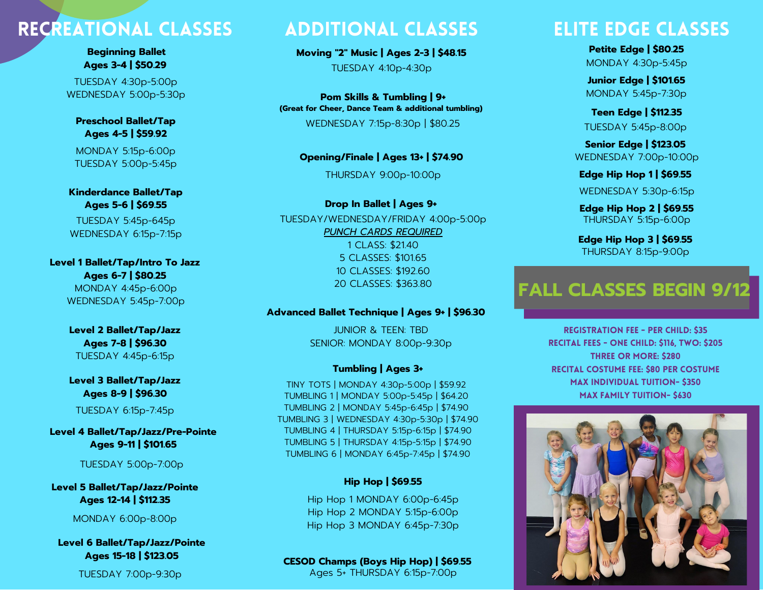# RECREATIONAL CLASSES

**Beginning Ballet**
**Ages 3-4 | $50.29**

TUESDAY 4:30p-5:00p
WEDNESDAY 5:00p-5:30p

**Preschool Ballet/Tap**
**Ages 4-5 | $59.92**

MONDAY 5:15p-6:00p
TUESDAY 5:00p-5:45p

**Kinderdance Ballet/Tap**
**Ages 5-6 | $69.55**

TUESDAY 5:45p-645p
WEDNESDAY 6:15p-7:15p

**Level 1 Ballet/Tap/Intro To Jazz**
**Ages 6-7 | $80.25**

MONDAY 4:45p-6:00p
WEDNESDAY 5:45p-7:00p

**Level 2 Ballet/Tap/Jazz**
**Ages 7-8 | $96.30**

TUESDAY 4:45p-6:15p

**Level 3 Ballet/Tap/Jazz**
**Ages 8-9 | $96.30**

TUESDAY 6:15p-7:45p

**Level 4 Ballet/Tap/Jazz/Pre-Pointe**
**Ages 9-11 | $101.65**

TUESDAY 5:00p-7:00p

**Level 5 Ballet/Tap/Jazz/Pointe**
**Ages 12-14 | $112.35**

MONDAY 6:00p-8:00p

**Level 6 Ballet/Tap/Jazz/Pointe**
**Ages 15-18 | $123.05**

TUESDAY 7:00p-9:30p

# ADDITIONAL CLASSES

**Moving "2" Music | Ages 2-3 | $48.15**

TUESDAY 4:10p-4:30p

**Pom Skills & Tumbling | 9+**
**(Great for Cheer, Dance Team & additional tumbling)**

WEDNESDAY 7:15p-8:30p | $80.25

**Opening/Finale | Ages 13+ | $74.90**

THURSDAY 9:00p-10:00p

**Drop In Ballet | Ages 9+**

TUESDAY/WEDNESDAY/FRIDAY 4:00p-5:00p
*PUNCH CARDS REQUIRED*
1 CLASS: $21.40
5 CLASSES: $101.65
10 CLASSES: $192.60
20 CLASSES: $363.80

**Advanced Ballet Technique | Ages 9+ | $96.30**

JUNIOR & TEEN: TBD
SENIOR: MONDAY 8:00p-9:30p

**Tumbling | Ages 3+**

TINY TOTS | MONDAY 4:30p-5:00p | $59.92
TUMBLING 1 | MONDAY 5:00p-5:45p | $64.20
TUMBLING 2 | MONDAY 5:45p-6:45p | $74.90
TUMBLING 3 | WEDNESDAY 4:30p-5:30p | $74.90
TUMBLING 4 | THURSDAY 5:15p-6:15p | $74.90
TUMBLING 5 | THURSDAY 4:15p-5:15p | $74.90
TUMBLING 6 | MONDAY 6:45p-7:45p | $74.90

**Hip Hop | $69.55**

Hip Hop 1 MONDAY 6:00p-6:45p
Hip Hop 2 MONDAY 5:15p-6:00p
Hip Hop 3 MONDAY 6:45p-7:30p

**CESOD Champs (Boys Hip Hop) | $69.55**
Ages 5+ THURSDAY 6:15p-7:00p

# ELITE EDGE CLASSES

**Petite Edge | $80.25**
MONDAY 4:30p-5:45p

**Junior Edge | $101.65**
MONDAY 5:45p-7:30p

**Teen Edge | $112.35**
TUESDAY 5:45p-8:00p

**Senior Edge | $123.05**
WEDNESDAY 7:00p-10:00p

**Edge Hip Hop 1 | $69.55**
WEDNESDAY 5:30p-6:15p

**Edge Hip Hop 2 | $69.55**
THURSDAY 5:15p-6:00p

**Edge Hip Hop 3 | $69.55**
THURSDAY 8:15p-9:00p

## FALL CLASSES BEGIN 9/12

**REGISTRATION FEE - PER CHILD: $35**
**RECITAL FEES - ONE CHILD: $116, TWO: $205**
**THREE OR MORE: $280**
**RECITAL COSTUME FEE: $80 PER COSTUME**
**MAX INDIVIDUAL TUITION- $350**
**MAX FAMILY TUITION- $630**